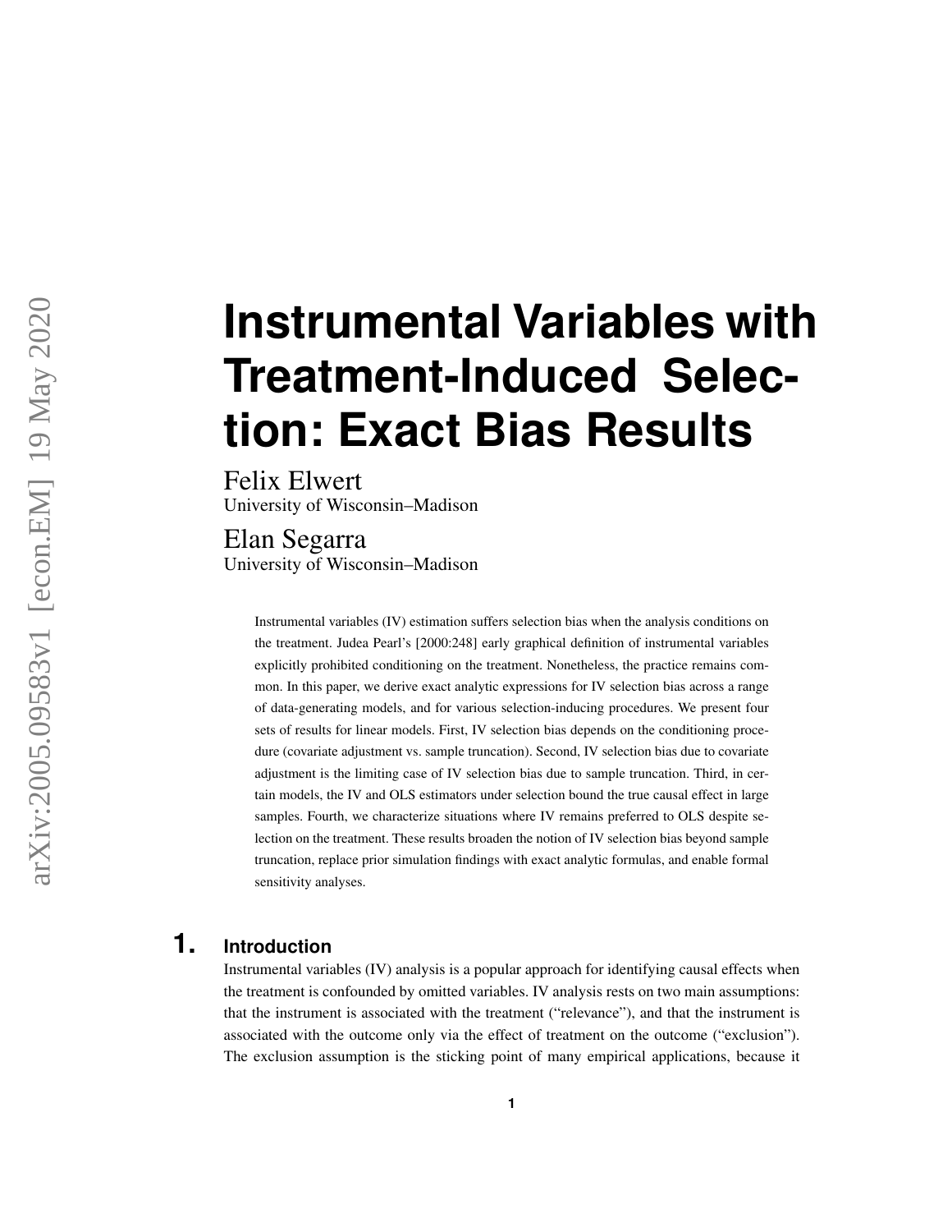# Instrumental Variables with Treatment-Induced Selection: Exact Bias Results

Felix Elwert
University of Wisconsin–Madison

Elan Segarra
University of Wisconsin–Madison

Instrumental variables (IV) estimation suffers selection bias when the analysis conditions on the treatment. Judea Pearl's [2000:248] early graphical definition of instrumental variables explicitly prohibited conditioning on the treatment. Nonetheless, the practice remains common. In this paper, we derive exact analytic expressions for IV selection bias across a range of data-generating models, and for various selection-inducing procedures. We present four sets of results for linear models. First, IV selection bias depends on the conditioning procedure (covariate adjustment vs. sample truncation). Second, IV selection bias due to covariate adjustment is the limiting case of IV selection bias due to sample truncation. Third, in certain models, the IV and OLS estimators under selection bound the true causal effect in large samples. Fourth, we characterize situations where IV remains preferred to OLS despite selection on the treatment. These results broaden the notion of IV selection bias beyond sample truncation, replace prior simulation findings with exact analytic formulas, and enable formal sensitivity analyses.

## 1. Introduction

Instrumental variables (IV) analysis is a popular approach for identifying causal effects when the treatment is confounded by omitted variables. IV analysis rests on two main assumptions: that the instrument is associated with the treatment ("relevance"), and that the instrument is associated with the outcome only via the effect of treatment on the outcome ("exclusion"). The exclusion assumption is the sticking point of many empirical applications, because it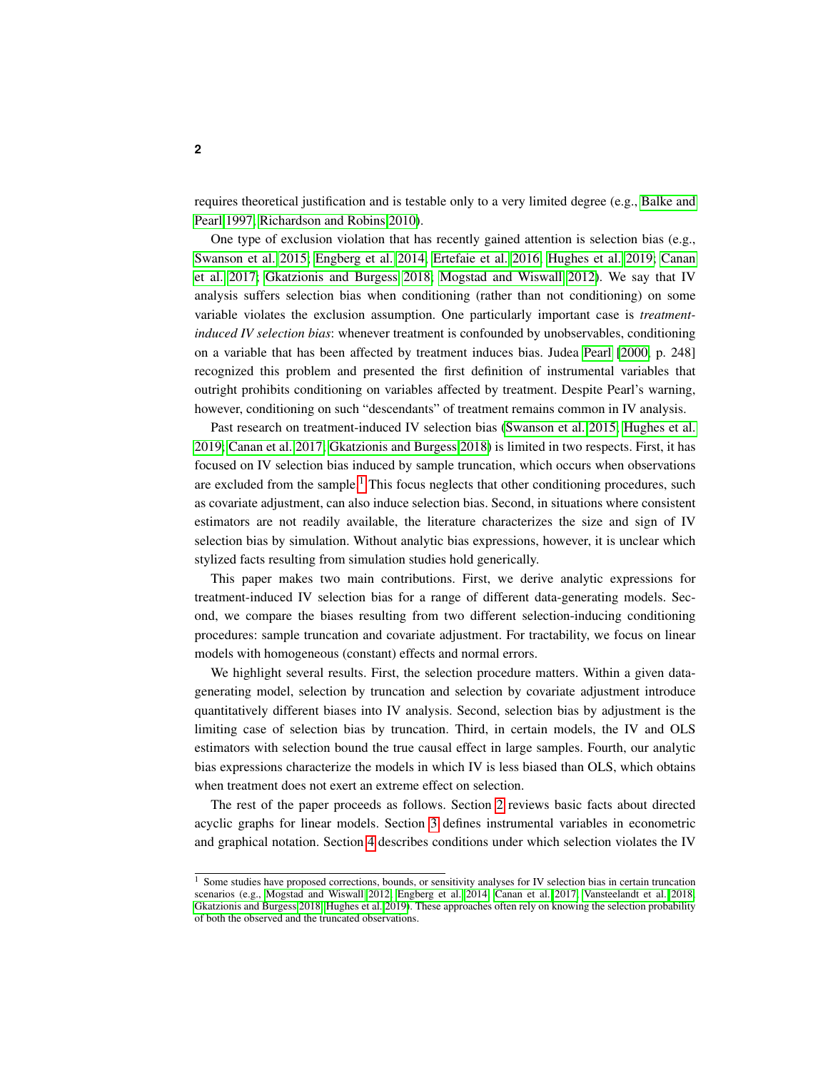requires theoretical justification and is testable only to a very limited degree (e.g., Balke and Pearl 1997; Richardson and Robins 2010).

One type of exclusion violation that has recently gained attention is selection bias (e.g., Swanson et al. 2015; Engberg et al. 2014; Ertefaie et al. 2016; Hughes et al. 2019; Canan et al. 2017; Gkatzionis and Burgess 2018; Mogstad and Wiswall 2012). We say that IV analysis suffers selection bias when conditioning (rather than not conditioning) on some variable violates the exclusion assumption. One particularly important case is *treatment-induced IV selection bias*: whenever treatment is confounded by unobservables, conditioning on a variable that has been affected by treatment induces bias. Judea Pearl [2000, p. 248] recognized this problem and presented the first definition of instrumental variables that outright prohibits conditioning on variables affected by treatment. Despite Pearl's warning, however, conditioning on such "descendants" of treatment remains common in IV analysis.

Past research on treatment-induced IV selection bias (Swanson et al. 2015; Hughes et al. 2019; Canan et al. 2017; Gkatzionis and Burgess 2018) is limited in two respects. First, it has focused on IV selection bias induced by sample truncation, which occurs when observations are excluded from the sample.[1] This focus neglects that other conditioning procedures, such as covariate adjustment, can also induce selection bias. Second, in situations where consistent estimators are not readily available, the literature characterizes the size and sign of IV selection bias by simulation. Without analytic bias expressions, however, it is unclear which stylized facts resulting from simulation studies hold generically.

This paper makes two main contributions. First, we derive analytic expressions for treatment-induced IV selection bias for a range of different data-generating models. Second, we compare the biases resulting from two different selection-inducing conditioning procedures: sample truncation and covariate adjustment. For tractability, we focus on linear models with homogeneous (constant) effects and normal errors.

We highlight several results. First, the selection procedure matters. Within a given data-generating model, selection by truncation and selection by covariate adjustment introduce quantitatively different biases into IV analysis. Second, selection bias by adjustment is the limiting case of selection bias by truncation. Third, in certain models, the IV and OLS estimators with selection bound the true causal effect in large samples. Fourth, our analytic bias expressions characterize the models in which IV is less biased than OLS, which obtains when treatment does not exert an extreme effect on selection.

The rest of the paper proceeds as follows. Section 2 reviews basic facts about directed acyclic graphs for linear models. Section 3 defines instrumental variables in econometric and graphical notation. Section 4 describes conditions under which selection violates the IV

[1] Some studies have proposed corrections, bounds, or sensitivity analyses for IV selection bias in certain truncation scenarios (e.g., Mogstad and Wiswall 2012; Engberg et al. 2014; Canan et al. 2017; Vansteelandt et al. 2018; Gkatzionis and Burgess 2018; Hughes et al. 2019). These approaches often rely on knowing the selection probability of both the observed and the truncated observations.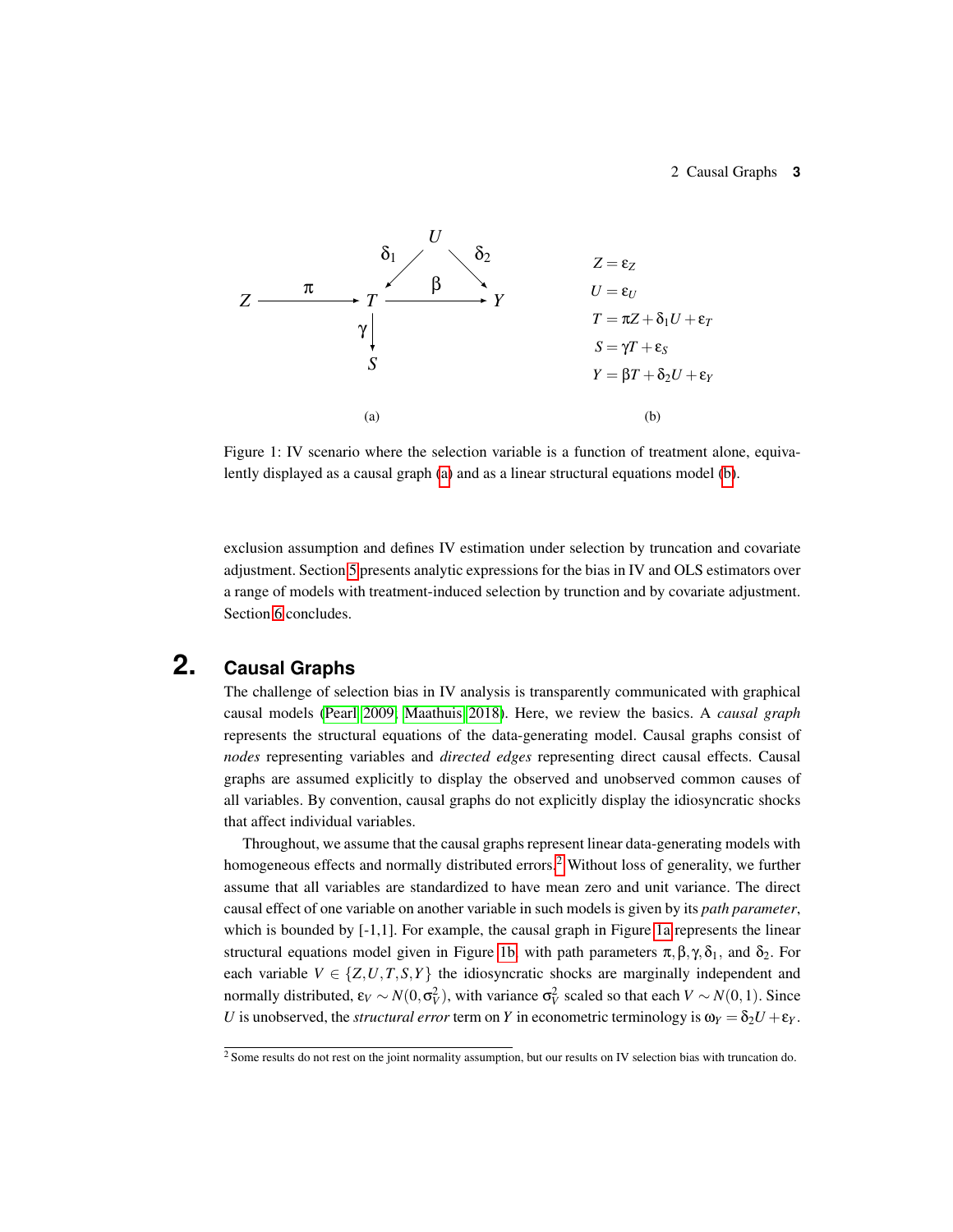$$
\begin{aligned}
Z &= \varepsilon_Z \\
U &= \varepsilon_U \\
T &= \pi Z + \delta_1 U + \varepsilon_T \\
S &= \gamma T + \varepsilon_S \\
Y &= \beta T + \delta_2 U + \varepsilon_Y
\end{aligned}
$$

(a) (b)

Figure 1: IV scenario where the selection variable is a function of treatment alone, equivalently displayed as a causal graph (a) and as a linear structural equations model (b).

exclusion assumption and defines IV estimation under selection by truncation and covariate adjustment. Section 5 presents analytic expressions for the bias in IV and OLS estimators over a range of models with treatment-induced selection by trunction and by covariate adjustment. Section 6 concludes.

## 2. Causal Graphs

The challenge of selection bias in IV analysis is transparently communicated with graphical causal models (Pearl 2009; Maathuis 2018). Here, we review the basics. A *causal graph* represents the structural equations of the data-generating model. Causal graphs consist of *nodes* representing variables and *directed edges* representing direct causal effects. Causal graphs are assumed explicitly to display the observed and unobserved common causes of all variables. By convention, causal graphs do not explicitly display the idiosyncratic shocks that affect individual variables.

Throughout, we assume that the causal graphs represent linear data-generating models with homogeneous effects and normally distributed errors.[2] Without loss of generality, we further assume that all variables are standardized to have mean zero and unit variance. The direct causal effect of one variable on another variable in such models is given by its *path parameter*, which is bounded by [-1,1]. For example, the causal graph in Figure 1a represents the linear structural equations model given in Figure 1b, with path parameters $\pi, \beta, \gamma, \delta_1$, and $\delta_2$. For each variable $V \in \{Z, U, T, S, Y\}$ the idiosyncratic shocks are marginally independent and normally distributed, $\varepsilon_V \sim N(0, \sigma_V^2)$, with variance $\sigma_V^2$ scaled so that each $V \sim N(0,1)$. Since $U$ is unobserved, the *structural error* term on $Y$ in econometric terminology is $\omega_Y = \delta_2 U + \varepsilon_Y$.

[2] Some results do not rest on the joint normality assumption, but our results on IV selection bias with truncation do.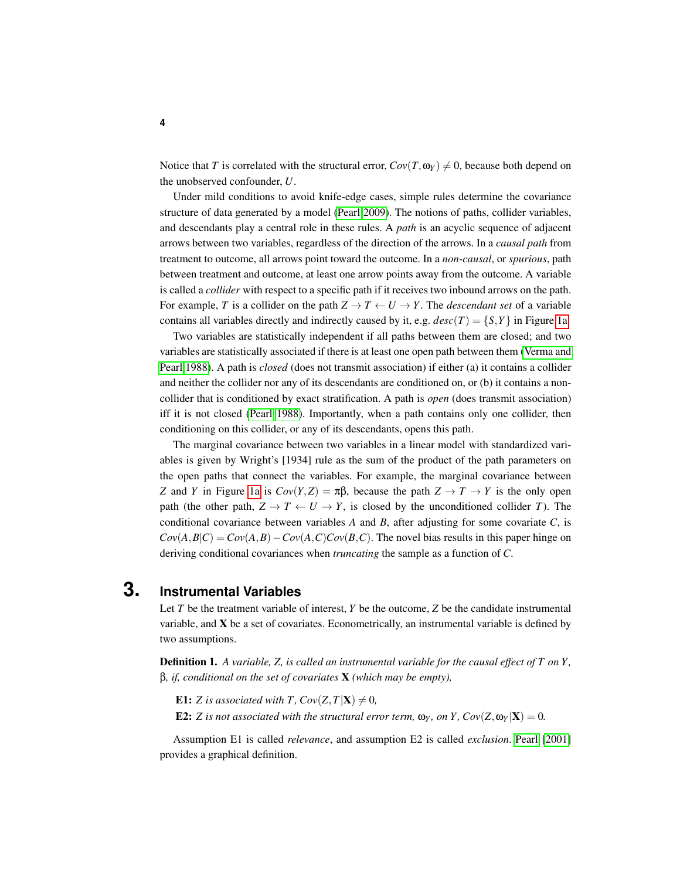Notice that $T$ is correlated with the structural error, $Cov(T, \omega_Y) \neq 0$, because both depend on the unobserved confounder, $U$.

Under mild conditions to avoid knife-edge cases, simple rules determine the covariance structure of data generated by a model (Pearl 2009). The notions of paths, collider variables, and descendants play a central role in these rules. A *path* is an acyclic sequence of adjacent arrows between two variables, regardless of the direction of the arrows. In a *causal path* from treatment to outcome, all arrows point toward the outcome. In a *non-causal*, or *spurious*, path between treatment and outcome, at least one arrow points away from the outcome. A variable is called a *collider* with respect to a specific path if it receives two inbound arrows on the path. For example, $T$ is a collider on the path $Z \rightarrow T \leftarrow U \rightarrow Y$. The *descendant set* of a variable contains all variables directly and indirectly caused by it, e.g. $desc(T) = \{S, Y\}$ in Figure 1a.

Two variables are statistically independent if all paths between them are closed; and two variables are statistically associated if there is at least one open path between them (Verma and Pearl 1988). A path is *closed* (does not transmit association) if either (a) it contains a collider and neither the collider nor any of its descendants are conditioned on, or (b) it contains a non-collider that is conditioned by exact stratification. A path is *open* (does transmit association) iff it is not closed (Pearl 1988). Importantly, when a path contains only one collider, then conditioning on this collider, or any of its descendants, opens this path.

The marginal covariance between two variables in a linear model with standardized variables is given by Wright's [1934] rule as the sum of the product of the path parameters on the open paths that connect the variables. For example, the marginal covariance between $Z$ and $Y$ in Figure 1a is $Cov(Y, Z) = \pi\beta$, because the path $Z \rightarrow T \rightarrow Y$ is the only open path (the other path, $Z \rightarrow T \leftarrow U \rightarrow Y$, is closed by the unconditioned collider $T$). The conditional covariance between variables $A$ and $B$, after adjusting for some covariate $C$, is $Cov(A, B|C) = Cov(A, B) - Cov(A, C)Cov(B, C)$. The novel bias results in this paper hinge on deriving conditional covariances when *truncating* the sample as a function of $C$.

# 3. Instrumental Variables

Let $T$ be the treatment variable of interest, $Y$ be the outcome, $Z$ be the candidate instrumental variable, and $\mathbf{X}$ be a set of covariates. Econometrically, an instrumental variable is defined by two assumptions.

**Definition 1.** *A variable, $Z$, is called an instrumental variable for the causal effect of $T$ on $Y$, $\beta$, if, conditional on the set of covariates $\mathbf{X}$ (which may be empty),*

> **E1:** *$Z$ is associated with $T$, $Cov(Z, T|\mathbf{X}) \neq 0$,*
>
> **E2:** *$Z$ is not associated with the structural error term, $\omega_Y$, on $Y$, $Cov(Z, \omega_Y|\mathbf{X}) = 0$.*

Assumption E1 is called *relevance*, and assumption E2 is called *exclusion*. Pearl [2001] provides a graphical definition.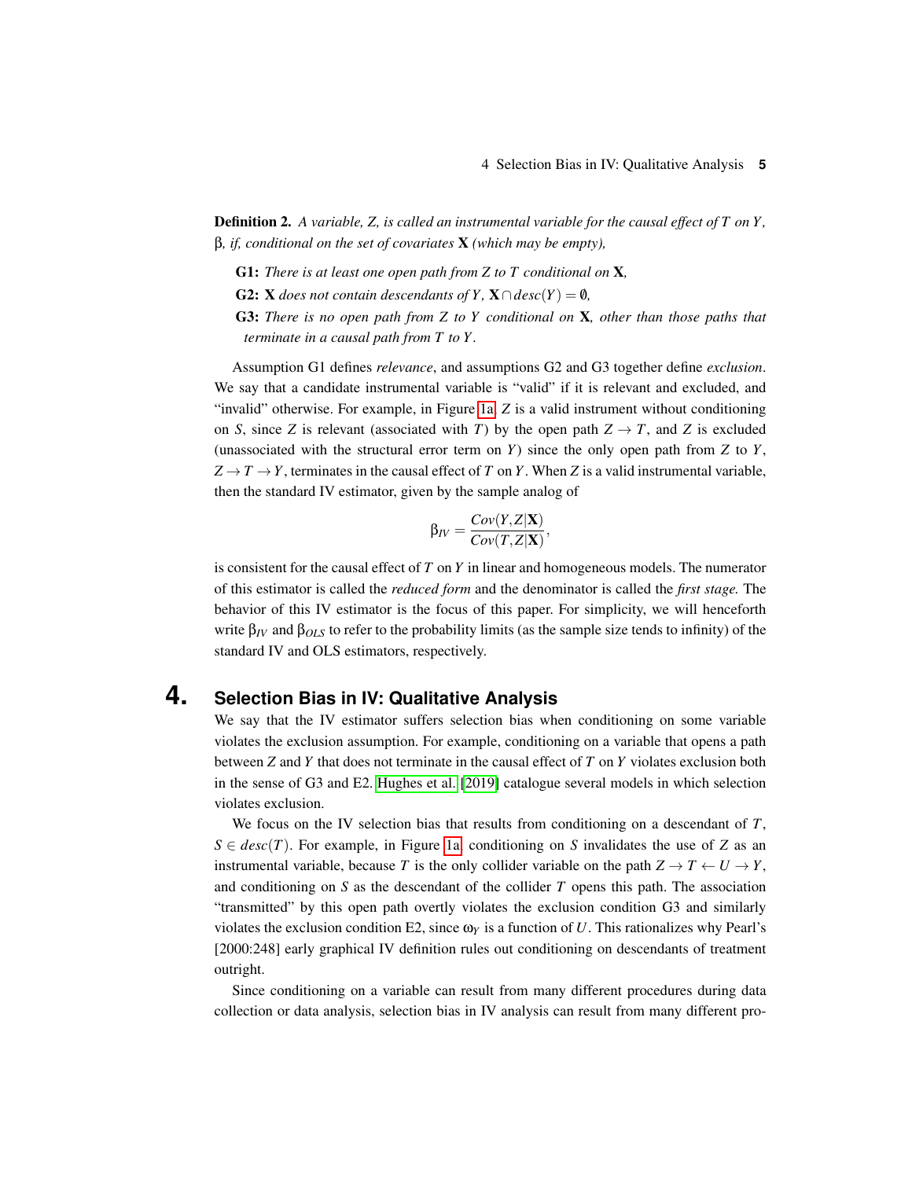**Definition 2.** *A variable, Z, is called an instrumental variable for the causal effect of T on Y, β, if, conditional on the set of covariates* $\mathbf{X}$ *(which may be empty),*

- **G1:** *There is at least one open path from Z to T conditional on* $\mathbf{X}$*,*
- **G2:** $\mathbf{X}$ *does not contain descendants of Y,* $\mathbf{X} \cap desc(Y) = \emptyset$*,*
- **G3:** *There is no open path from Z to Y conditional on* $\mathbf{X}$*, other than those paths that terminate in a causal path from T to Y.*

Assumption G1 defines *relevance*, and assumptions G2 and G3 together define *exclusion*. We say that a candidate instrumental variable is "valid" if it is relevant and excluded, and "invalid" otherwise. For example, in Figure 1a, $Z$ is a valid instrument without conditioning on $S$, since $Z$ is relevant (associated with $T$) by the open path $Z \to T$, and $Z$ is excluded (unassociated with the structural error term on $Y$) since the only open path from $Z$ to $Y$, $Z \to T \to Y$, terminates in the causal effect of $T$ on $Y$. When $Z$ is a valid instrumental variable, then the standard IV estimator, given by the sample analog of

$$\beta_{IV} = \frac{Cov(Y, Z|\mathbf{X})}{Cov(T, Z|\mathbf{X})},$$

is consistent for the causal effect of $T$ on $Y$ in linear and homogeneous models. The numerator of this estimator is called the *reduced form* and the denominator is called the *first stage.* The behavior of this IV estimator is the focus of this paper. For simplicity, we will henceforth write $\beta_{IV}$ and $\beta_{OLS}$ to refer to the probability limits (as the sample size tends to infinity) of the standard IV and OLS estimators, respectively.

# 4. Selection Bias in IV: Qualitative Analysis

We say that the IV estimator suffers selection bias when conditioning on some variable violates the exclusion assumption. For example, conditioning on a variable that opens a path between $Z$ and $Y$ that does not terminate in the causal effect of $T$ on $Y$ violates exclusion both in the sense of G3 and E2. Hughes et al. [2019] catalogue several models in which selection violates exclusion.

We focus on the IV selection bias that results from conditioning on a descendant of $T$, $S \in desc(T)$. For example, in Figure 1a, conditioning on $S$ invalidates the use of $Z$ as an instrumental variable, because $T$ is the only collider variable on the path $Z \to T \leftarrow U \to Y$, and conditioning on $S$ as the descendant of the collider $T$ opens this path. The association "transmitted" by this open path overtly violates the exclusion condition G3 and similarly violates the exclusion condition E2, since $\omega_Y$ is a function of $U$. This rationalizes why Pearl's [2000:248] early graphical IV definition rules out conditioning on descendants of treatment outright.

Since conditioning on a variable can result from many different procedures during data collection or data analysis, selection bias in IV analysis can result from many different pro-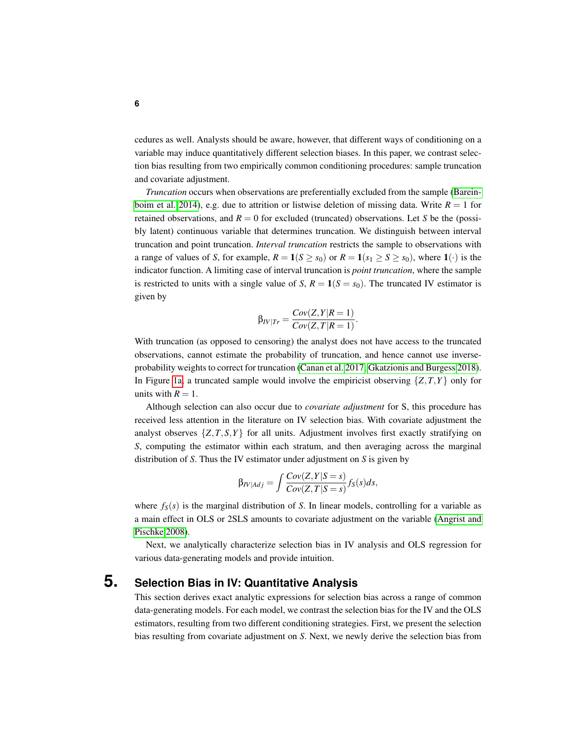cedures as well. Analysts should be aware, however, that different ways of conditioning on a variable may induce quantitatively different selection biases. In this paper, we contrast selection bias resulting from two empirically common conditioning procedures: sample truncation and covariate adjustment.

*Truncation* occurs when observations are preferentially excluded from the sample (Bareinboim et al. 2014), e.g. due to attrition or listwise deletion of missing data. Write $R = 1$ for retained observations, and $R = 0$ for excluded (truncated) observations. Let $S$ be the (possibly latent) continuous variable that determines truncation. We distinguish between interval truncation and point truncation. *Interval truncation* restricts the sample to observations with a range of values of $S$, for example, $R = \mathbf{1}(S \geq s_0)$ or $R = \mathbf{1}(s_1 \geq S \geq s_0)$, where $\mathbf{1}(\cdot)$ is the indicator function. A limiting case of interval truncation is *point truncation*, where the sample is restricted to units with a single value of $S$, $R = \mathbf{1}(S = s_0)$. The truncated IV estimator is given by

$$\beta_{IV|Tr} = \frac{Cov(Z,Y|R=1)}{Cov(Z,T|R=1)}.$$

With truncation (as opposed to censoring) the analyst does not have access to the truncated observations, cannot estimate the probability of truncation, and hence cannot use inverse-probability weights to correct for truncation (Canan et al. 2017, Gkatzionis and Burgess 2018). In Figure 1a, a truncated sample would involve the empiricist observing $\{Z,T,Y\}$ only for units with $R = 1$.

Although selection can also occur due to *covariate adjustment* for S, this procedure has received less attention in the literature on IV selection bias. With covariate adjustment the analyst observes $\{Z,T,S,Y\}$ for all units. Adjustment involves first exactly stratifying on $S$, computing the estimator within each stratum, and then averaging across the marginal distribution of $S$. Thus the IV estimator under adjustment on $S$ is given by

$$\beta_{IV|Adj} = \int \frac{Cov(Z,Y|S=s)}{Cov(Z,T|S=s)} f_S(s)ds,$$

where $f_S(s)$ is the marginal distribution of $S$. In linear models, controlling for a variable as a main effect in OLS or 2SLS amounts to covariate adjustment on the variable (Angrist and Pischke 2008).

Next, we analytically characterize selection bias in IV analysis and OLS regression for various data-generating models and provide intuition.

# 5. Selection Bias in IV: Quantitative Analysis

This section derives exact analytic expressions for selection bias across a range of common data-generating models. For each model, we contrast the selection bias for the IV and the OLS estimators, resulting from two different conditioning strategies. First, we present the selection bias resulting from covariate adjustment on $S$. Next, we newly derive the selection bias from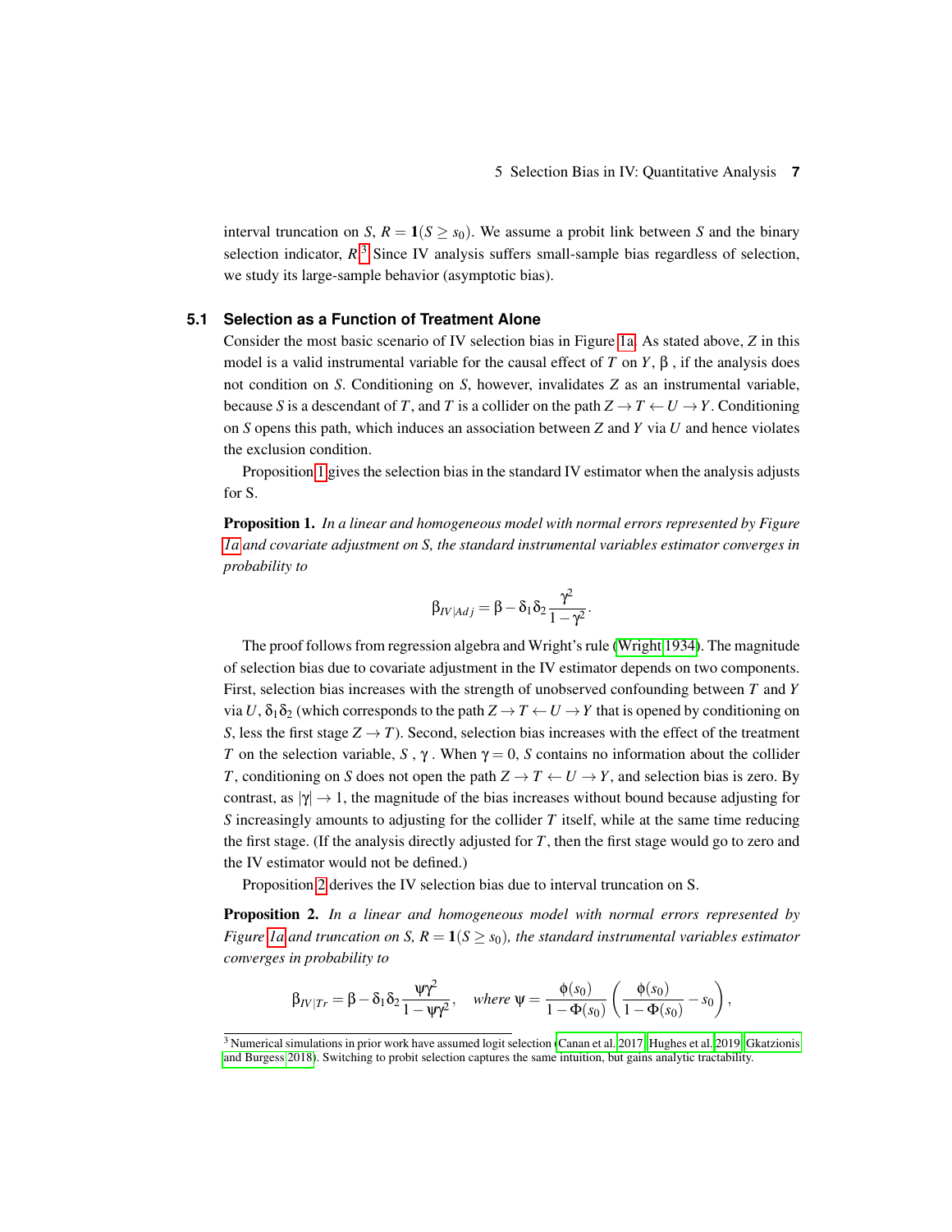interval truncation on $S$, $R = \mathbf{1}(S \geq s_0)$. We assume a probit link between $S$ and the binary selection indicator, $R$.[3] Since IV analysis suffers small-sample bias regardless of selection, we study its large-sample behavior (asymptotic bias).

### 5.1 Selection as a Function of Treatment Alone

Consider the most basic scenario of IV selection bias in Figure 1a. As stated above, $Z$ in this model is a valid instrumental variable for the causal effect of $T$ on $Y$, $\beta$ , if the analysis does not condition on $S$. Conditioning on $S$, however, invalidates $Z$ as an instrumental variable, because $S$ is a descendant of $T$, and $T$ is a collider on the path $Z \to T \leftarrow U \to Y$. Conditioning on $S$ opens this path, which induces an association between $Z$ and $Y$ via $U$ and hence violates the exclusion condition.

Proposition 1 gives the selection bias in the standard IV estimator when the analysis adjusts for S.

**Proposition 1.** *In a linear and homogeneous model with normal errors represented by Figure 1a and covariate adjustment on S, the standard instrumental variables estimator converges in probability to*

$$\beta_{IV|Adj} = \beta - \delta_1 \delta_2 \frac{\gamma^2}{1-\gamma^2}.$$

The proof follows from regression algebra and Wright's rule (Wright 1934). The magnitude of selection bias due to covariate adjustment in the IV estimator depends on two components. First, selection bias increases with the strength of unobserved confounding between $T$ and $Y$ via $U$, $\delta_1 \delta_2$ (which corresponds to the path $Z \to T \leftarrow U \to Y$ that is opened by conditioning on $S$, less the first stage $Z \to T$). Second, selection bias increases with the effect of the treatment $T$ on the selection variable, $S$ , $\gamma$ . When $\gamma = 0$, $S$ contains no information about the collider $T$, conditioning on $S$ does not open the path $Z \to T \leftarrow U \to Y$, and selection bias is zero. By contrast, as $|\gamma| \to 1$, the magnitude of the bias increases without bound because adjusting for $S$ increasingly amounts to adjusting for the collider $T$ itself, while at the same time reducing the first stage. (If the analysis directly adjusted for $T$, then the first stage would go to zero and the IV estimator would not be defined.)

Proposition 2 derives the IV selection bias due to interval truncation on S.

**Proposition 2.** *In a linear and homogeneous model with normal errors represented by Figure 1a and truncation on S, $R = \mathbf{1}(S \geq s_0)$, the standard instrumental variables estimator converges in probability to*

$$\beta_{IV|Tr} = \beta - \delta_1 \delta_2 \frac{\psi \gamma^2}{1-\psi \gamma^2}, \quad \textit{where } \psi = \frac{\phi(s_0)}{1-\Phi(s_0)} \left( \frac{\phi(s_0)}{1-\Phi(s_0)} - s_0 \right),$$

[3] Numerical simulations in prior work have assumed logit selection (Canan et al. 2017; Hughes et al. 2019; Gkatzionis and Burgess 2018). Switching to probit selection captures the same intuition, but gains analytic tractability.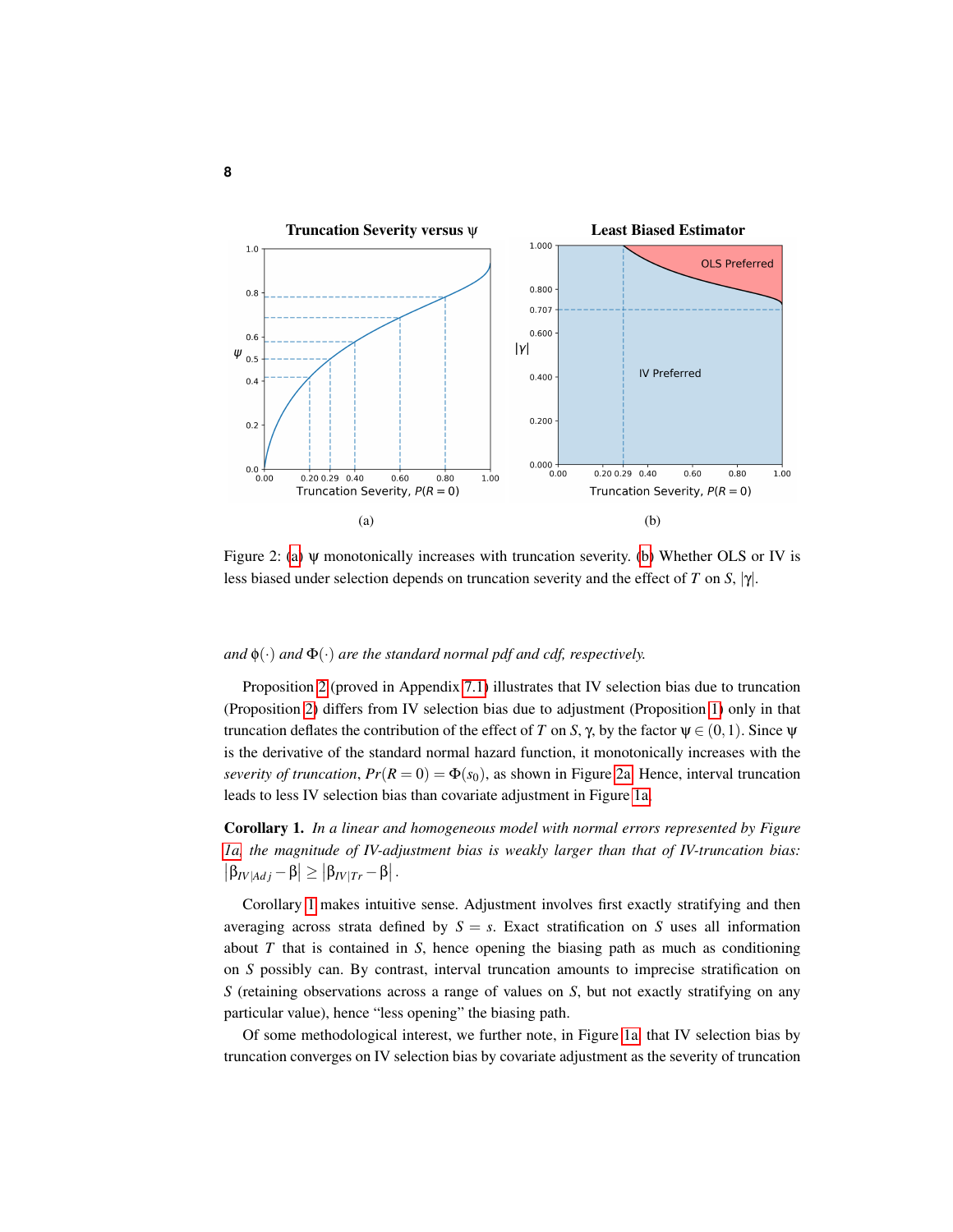Figure 2: (a) $\psi$ monotonically increases with truncation severity. (b) Whether OLS or IV is less biased under selection depends on truncation severity and the effect of $T$ on $S$, $|\gamma|$.

*and $\phi(\cdot)$ and $\Phi(\cdot)$ are the standard normal pdf and cdf, respectively.*

Proposition 2 (proved in Appendix 7.1) illustrates that IV selection bias due to truncation (Proposition 2) differs from IV selection bias due to adjustment (Proposition 1) only in that truncation deflates the contribution of the effect of $T$ on $S$, $\gamma$, by the factor $\psi \in (0,1)$. Since $\psi$ is the derivative of the standard normal hazard function, it monotonically increases with the *severity of truncation*, $Pr(R=0) = \Phi(s_0)$, as shown in Figure 2a. Hence, interval truncation leads to less IV selection bias than covariate adjustment in Figure 1a.

**Corollary 1.** *In a linear and homogeneous model with normal errors represented by Figure 1a, the magnitude of IV-adjustment bias is weakly larger than that of IV-truncation bias:* $|\beta_{IV|Adj} - \beta| \geq |\beta_{IV|Tr} - \beta|$.

Corollary 1 makes intuitive sense. Adjustment involves first exactly stratifying and then averaging across strata defined by $S = s$. Exact stratification on $S$ uses all information about $T$ that is contained in $S$, hence opening the biasing path as much as conditioning on $S$ possibly can. By contrast, interval truncation amounts to imprecise stratification on $S$ (retaining observations across a range of values on $S$, but not exactly stratifying on any particular value), hence "less opening" the biasing path.

Of some methodological interest, we further note, in Figure 1a, that IV selection bias by truncation converges on IV selection bias by covariate adjustment as the severity of truncation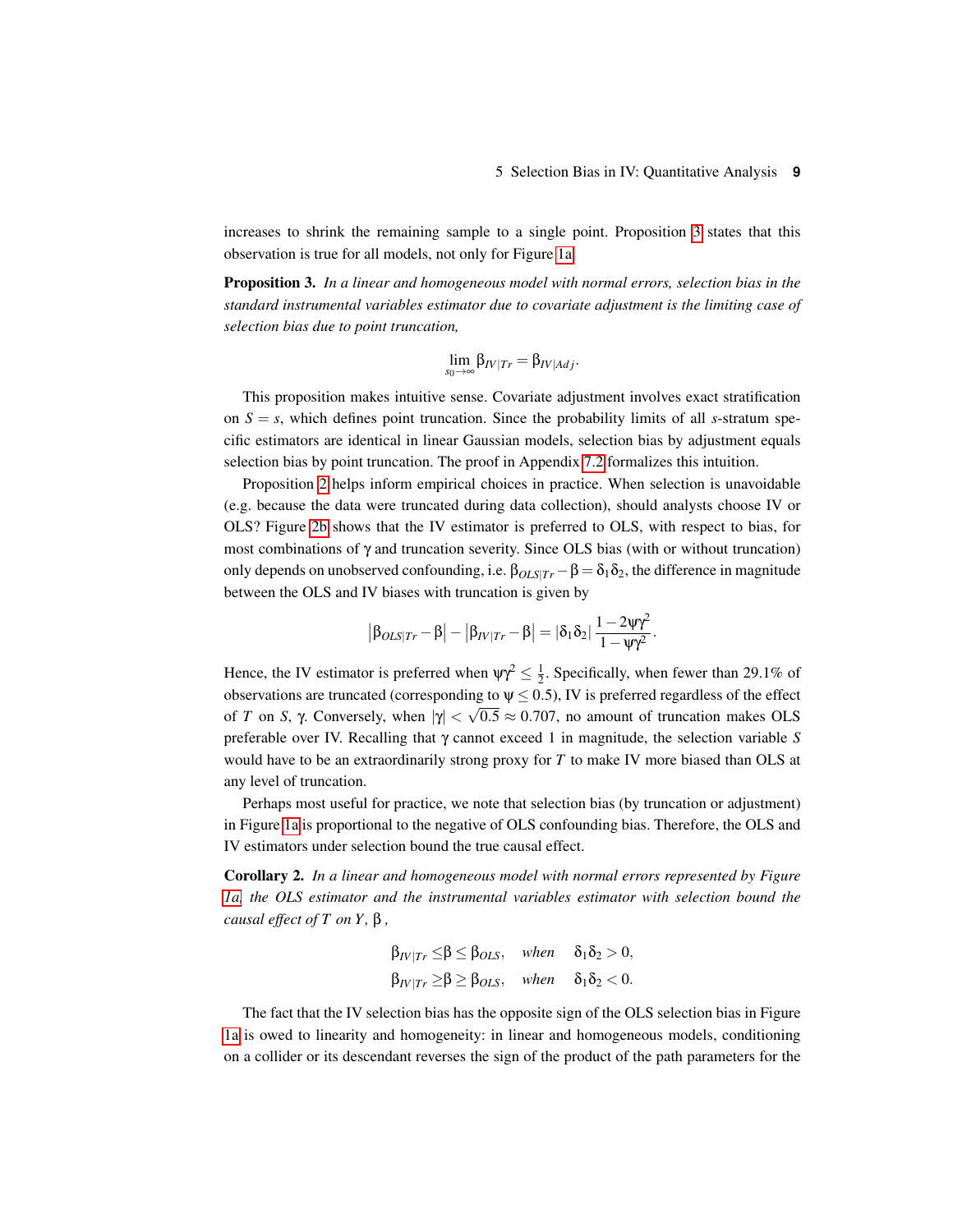increases to shrink the remaining sample to a single point. Proposition 3 states that this observation is true for all models, not only for Figure 1a.

**Proposition 3.** *In a linear and homogeneous model with normal errors, selection bias in the standard instrumental variables estimator due to covariate adjustment is the limiting case of selection bias due to point truncation,*

$$\lim_{s_0 \to \infty} \beta_{IV|Tr} = \beta_{IV|Adj}.$$

This proposition makes intuitive sense. Covariate adjustment involves exact stratification on $S = s$, which defines point truncation. Since the probability limits of all $s$-stratum specific estimators are identical in linear Gaussian models, selection bias by adjustment equals selection bias by point truncation. The proof in Appendix 7.2 formalizes this intuition.

Proposition 2 helps inform empirical choices in practice. When selection is unavoidable (e.g. because the data were truncated during data collection), should analysts choose IV or OLS? Figure 2b shows that the IV estimator is preferred to OLS, with respect to bias, for most combinations of $\gamma$ and truncation severity. Since OLS bias (with or without truncation) only depends on unobserved confounding, i.e. $\beta_{OLS|Tr} - \beta = \delta_1\delta_2$, the difference in magnitude between the OLS and IV biases with truncation is given by

$$\left|\beta_{OLS|Tr} - \beta\right| - \left|\beta_{IV|Tr} - \beta\right| = |\delta_1\delta_2| \, \frac{1 - 2\psi\gamma^2}{1 - \psi\gamma^2}.$$

Hence, the IV estimator is preferred when $\psi\gamma^2 \leq \frac{1}{2}$. Specifically, when fewer than 29.1% of observations are truncated (corresponding to $\psi \leq 0.5$), IV is preferred regardless of the effect of $T$ on $S$, $\gamma$. Conversely, when $|\gamma| < \sqrt{0.5} \approx 0.707$, no amount of truncation makes OLS preferable over IV. Recalling that $\gamma$ cannot exceed 1 in magnitude, the selection variable $S$ would have to be an extraordinarily strong proxy for $T$ to make IV more biased than OLS at any level of truncation.

Perhaps most useful for practice, we note that selection bias (by truncation or adjustment) in Figure 1a is proportional to the negative of OLS confounding bias. Therefore, the OLS and IV estimators under selection bound the true causal effect.

**Corollary 2.** *In a linear and homogeneous model with normal errors represented by Figure 1a, the OLS estimator and the instrumental variables estimator with selection bound the causal effect of $T$ on $Y$, $\beta$,*

$$\beta_{IV|Tr} \leq \beta \leq \beta_{OLS}, \quad \text{when} \quad \delta_1\delta_2 > 0,$$
$$\beta_{IV|Tr} \geq \beta \geq \beta_{OLS}, \quad \text{when} \quad \delta_1\delta_2 < 0.$$

The fact that the IV selection bias has the opposite sign of the OLS selection bias in Figure 1a is owed to linearity and homogeneity: in linear and homogeneous models, conditioning on a collider or its descendant reverses the sign of the product of the path parameters for the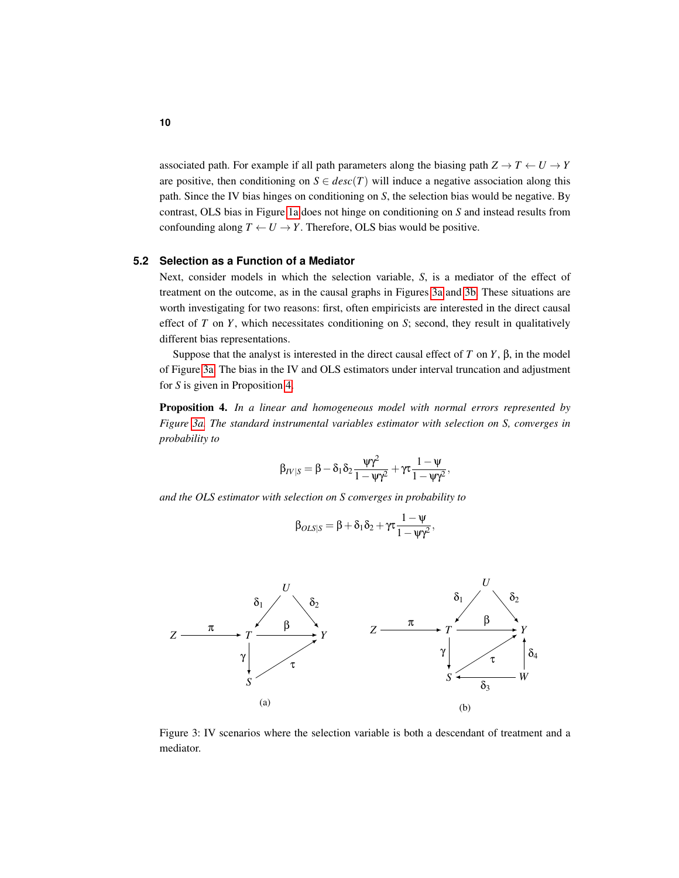associated path. For example if all path parameters along the biasing path $Z \to T \leftarrow U \to Y$ are positive, then conditioning on $S \in desc(T)$ will induce a negative association along this path. Since the IV bias hinges on conditioning on $S$, the selection bias would be negative. By contrast, OLS bias in Figure 1a does not hinge on conditioning on $S$ and instead results from confounding along $T \leftarrow U \to Y$. Therefore, OLS bias would be positive.

### 5.2 Selection as a Function of a Mediator

Next, consider models in which the selection variable, $S$, is a mediator of the effect of treatment on the outcome, as in the causal graphs in Figures 3a and 3b. These situations are worth investigating for two reasons: first, often empiricists are interested in the direct causal effect of $T$ on $Y$, which necessitates conditioning on $S$; second, they result in qualitatively different bias representations.

Suppose that the analyst is interested in the direct causal effect of $T$ on $Y$, $\beta$, in the model of Figure 3a. The bias in the IV and OLS estimators under interval truncation and adjustment for $S$ is given in Proposition 4.

**Proposition 4.** *In a linear and homogeneous model with normal errors represented by Figure 3a. The standard instrumental variables estimator with selection on S, converges in probability to*

$$\beta_{IV|S} = \beta - \delta_1\delta_2\frac{\psi\gamma^2}{1-\psi\gamma^2} + \gamma\tau\frac{1-\psi}{1-\psi\gamma^2},$$

*and the OLS estimator with selection on S converges in probability to*

$$\beta_{OLS|S} = \beta + \delta_1\delta_2 + \gamma\tau\frac{1-\psi}{1-\psi\gamma^2},$$

Figure 3: IV scenarios where the selection variable is both a descendant of treatment and a mediator.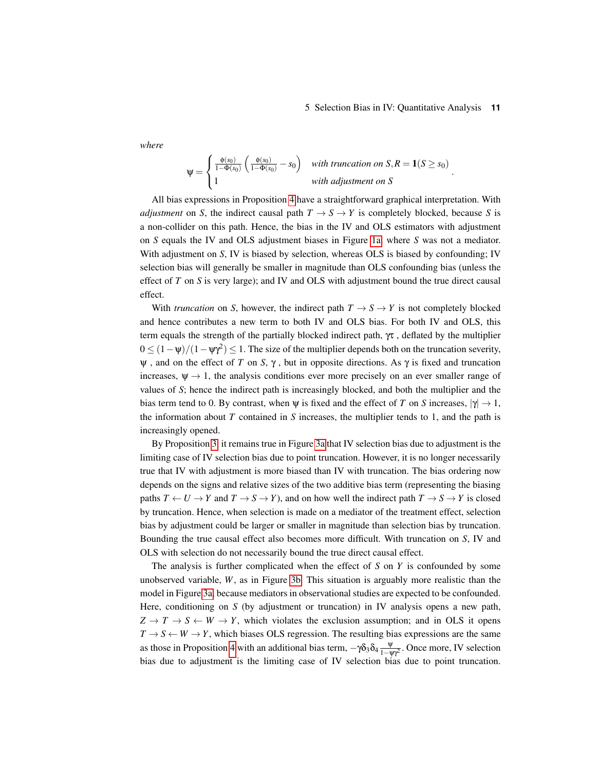*where*

$$\psi = \begin{cases} \frac{\phi(s_0)}{1-\Phi(s_0)}\left(\frac{\phi(s_0)}{1-\Phi(s_0)} - s_0\right) & \textit{with truncation on } S, R = \mathbf{1}(S \geq s_0) \\ 1 & \textit{with adjustment on } S \end{cases}.$$

All bias expressions in Proposition 4 have a straightforward graphical interpretation. With *adjustment* on $S$, the indirect causal path $T \rightarrow S \rightarrow Y$ is completely blocked, because $S$ is a non-collider on this path. Hence, the bias in the IV and OLS estimators with adjustment on $S$ equals the IV and OLS adjustment biases in Figure 1a, where $S$ was not a mediator. With adjustment on $S$, IV is biased by selection, whereas OLS is biased by confounding; IV selection bias will generally be smaller in magnitude than OLS confounding bias (unless the effect of $T$ on $S$ is very large); and IV and OLS with adjustment bound the true direct causal effect.

With *truncation* on $S$, however, the indirect path $T \rightarrow S \rightarrow Y$ is not completely blocked and hence contributes a new term to both IV and OLS bias. For both IV and OLS, this term equals the strength of the partially blocked indirect path, $\gamma\tau$, deflated by the multiplier $0 \leq (1-\psi)/(1-\psi\gamma^2) \leq 1$. The size of the multiplier depends both on the truncation severity, $\psi$, and on the effect of $T$ on $S$, $\gamma$, but in opposite directions. As $\gamma$ is fixed and truncation increases, $\psi \rightarrow 1$, the analysis conditions ever more precisely on an ever smaller range of values of $S$; hence the indirect path is increasingly blocked, and both the multiplier and the bias term tend to 0. By contrast, when $\psi$ is fixed and the effect of $T$ on $S$ increases, $|\gamma| \rightarrow 1$, the information about $T$ contained in $S$ increases, the multiplier tends to 1, and the path is increasingly opened.

By Proposition 3, it remains true in Figure 3a that IV selection bias due to adjustment is the limiting case of IV selection bias due to point truncation. However, it is no longer necessarily true that IV with adjustment is more biased than IV with truncation. The bias ordering now depends on the signs and relative sizes of the two additive bias term (representing the biasing paths $T \leftarrow U \rightarrow Y$ and $T \rightarrow S \rightarrow Y$), and on how well the indirect path $T \rightarrow S \rightarrow Y$ is closed by truncation. Hence, when selection is made on a mediator of the treatment effect, selection bias by adjustment could be larger or smaller in magnitude than selection bias by truncation. Bounding the true causal effect also becomes more difficult. With truncation on $S$, IV and OLS with selection do not necessarily bound the true direct causal effect.

The analysis is further complicated when the effect of $S$ on $Y$ is confounded by some unobserved variable, $W$, as in Figure 3b. This situation is arguably more realistic than the model in Figure 3a, because mediators in observational studies are expected to be confounded. Here, conditioning on $S$ (by adjustment or truncation) in IV analysis opens a new path, $Z \rightarrow T \rightarrow S \leftarrow W \rightarrow Y$, which violates the exclusion assumption; and in OLS it opens $T \rightarrow S \leftarrow W \rightarrow Y$, which biases OLS regression. The resulting bias expressions are the same as those in Proposition 4 with an additional bias term, $-\gamma\delta_3\delta_4 \frac{\psi}{1-\psi\gamma^2}$. Once more, IV selection bias due to adjustment is the limiting case of IV selection bias due to point truncation.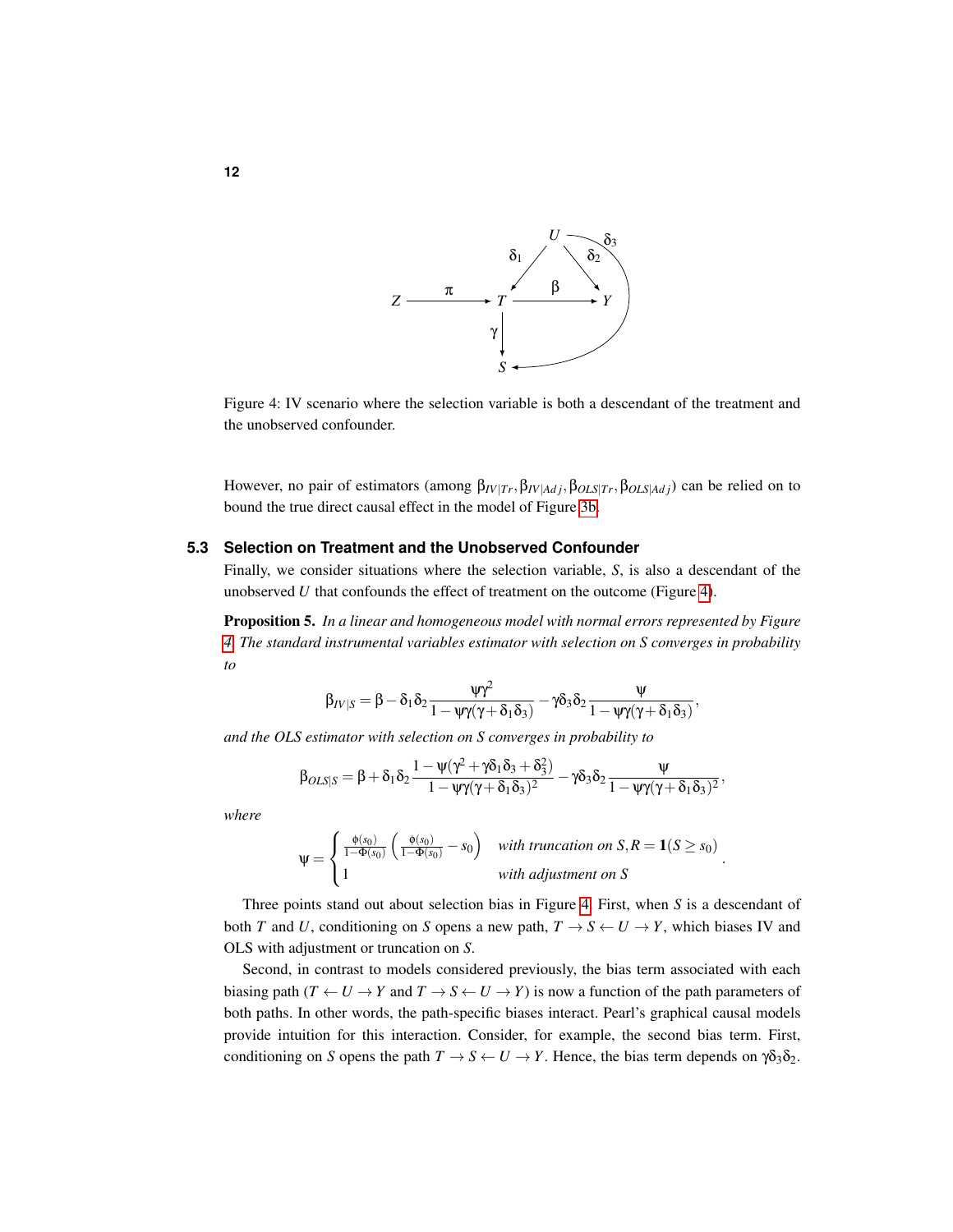Figure 4: IV scenario where the selection variable is both a descendant of the treatment and the unobserved confounder.

However, no pair of estimators (among $\beta_{IV|Tr}, \beta_{IV|Adj}, \beta_{OLS|Tr}, \beta_{OLS|Adj}$) can be relied on to bound the true direct causal effect in the model of Figure 3b.

### 5.3 Selection on Treatment and the Unobserved Confounder

Finally, we consider situations where the selection variable, $S$, is also a descendant of the unobserved $U$ that confounds the effect of treatment on the outcome (Figure 4).

**Proposition 5.** *In a linear and homogeneous model with normal errors represented by Figure 4. The standard instrumental variables estimator with selection on S converges in probability to*

$$\beta_{IV|S} = \beta - \delta_1\delta_2 \frac{\psi\gamma^2}{1-\psi\gamma(\gamma+\delta_1\delta_3)} - \gamma\delta_3\delta_2 \frac{\psi}{1-\psi\gamma(\gamma+\delta_1\delta_3)},$$

*and the OLS estimator with selection on S converges in probability to*

$$\beta_{OLS|S} = \beta + \delta_1\delta_2 \frac{1-\psi(\gamma^2+\gamma\delta_1\delta_3+\delta_3^2)}{1-\psi\gamma(\gamma+\delta_1\delta_3)^2} - \gamma\delta_3\delta_2 \frac{\psi}{1-\psi\gamma(\gamma+\delta_1\delta_3)^2},$$

*where*

$$\psi = \begin{cases} \frac{\phi(s_0)}{1-\Phi(s_0)}\left(\frac{\phi(s_0)}{1-\Phi(s_0)} - s_0\right) & \text{with truncation on } S, R = \mathbf{1}(S \geq s_0) \\ 1 & \text{with adjustment on } S \end{cases}.$$

Three points stand out about selection bias in Figure 4. First, when $S$ is a descendant of both $T$ and $U$, conditioning on $S$ opens a new path, $T \rightarrow S \leftarrow U \rightarrow Y$, which biases IV and OLS with adjustment or truncation on $S$.

Second, in contrast to models considered previously, the bias term associated with each biasing path ($T \leftarrow U \rightarrow Y$ and $T \rightarrow S \leftarrow U \rightarrow Y$) is now a function of the path parameters of both paths. In other words, the path-specific biases interact. Pearl's graphical causal models provide intuition for this interaction. Consider, for example, the second bias term. First, conditioning on $S$ opens the path $T \rightarrow S \leftarrow U \rightarrow Y$. Hence, the bias term depends on $\gamma\delta_3\delta_2$.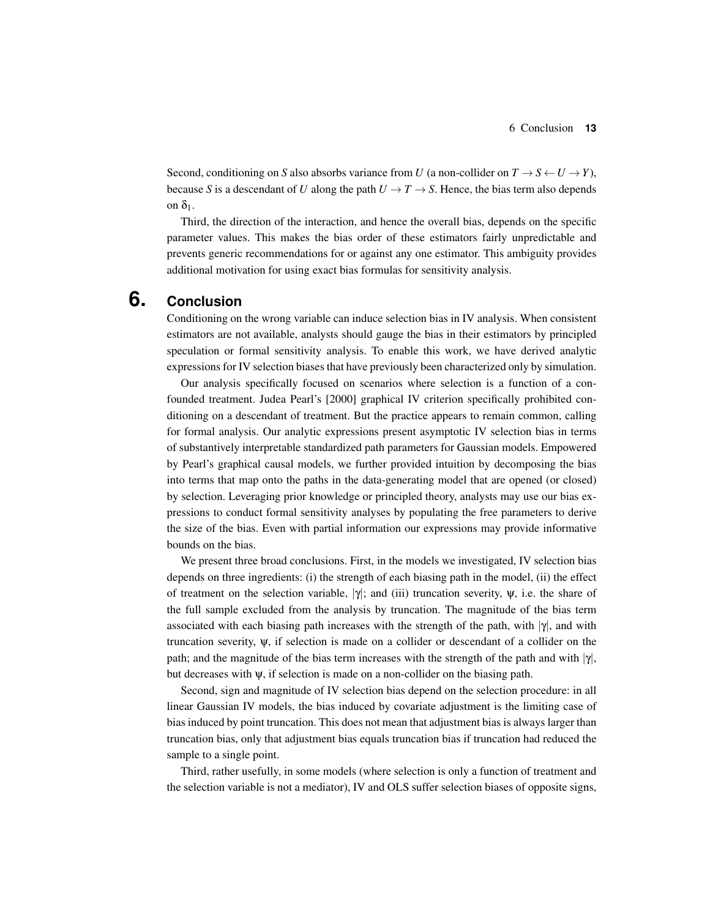Second, conditioning on $S$ also absorbs variance from $U$ (a non-collider on $T \to S \leftarrow U \to Y$), because $S$ is a descendant of $U$ along the path $U \to T \to S$. Hence, the bias term also depends on $\delta_1$.

Third, the direction of the interaction, and hence the overall bias, depends on the specific parameter values. This makes the bias order of these estimators fairly unpredictable and prevents generic recommendations for or against any one estimator. This ambiguity provides additional motivation for using exact bias formulas for sensitivity analysis.

# 6. Conclusion

Conditioning on the wrong variable can induce selection bias in IV analysis. When consistent estimators are not available, analysts should gauge the bias in their estimators by principled speculation or formal sensitivity analysis. To enable this work, we have derived analytic expressions for IV selection biases that have previously been characterized only by simulation.

Our analysis specifically focused on scenarios where selection is a function of a confounded treatment. Judea Pearl's [2000] graphical IV criterion specifically prohibited conditioning on a descendant of treatment. But the practice appears to remain common, calling for formal analysis. Our analytic expressions present asymptotic IV selection bias in terms of substantively interpretable standardized path parameters for Gaussian models. Empowered by Pearl's graphical causal models, we further provided intuition by decomposing the bias into terms that map onto the paths in the data-generating model that are opened (or closed) by selection. Leveraging prior knowledge or principled theory, analysts may use our bias expressions to conduct formal sensitivity analyses by populating the free parameters to derive the size of the bias. Even with partial information our expressions may provide informative bounds on the bias.

We present three broad conclusions. First, in the models we investigated, IV selection bias depends on three ingredients: (i) the strength of each biasing path in the model, (ii) the effect of treatment on the selection variable, $|\gamma|$; and (iii) truncation severity, $\psi$, i.e. the share of the full sample excluded from the analysis by truncation. The magnitude of the bias term associated with each biasing path increases with the strength of the path, with $|\gamma|$, and with truncation severity, $\psi$, if selection is made on a collider or descendant of a collider on the path; and the magnitude of the bias term increases with the strength of the path and with $|\gamma|$, but decreases with $\psi$, if selection is made on a non-collider on the biasing path.

Second, sign and magnitude of IV selection bias depend on the selection procedure: in all linear Gaussian IV models, the bias induced by covariate adjustment is the limiting case of bias induced by point truncation. This does not mean that adjustment bias is always larger than truncation bias, only that adjustment bias equals truncation bias if truncation had reduced the sample to a single point.

Third, rather usefully, in some models (where selection is only a function of treatment and the selection variable is not a mediator), IV and OLS suffer selection biases of opposite signs,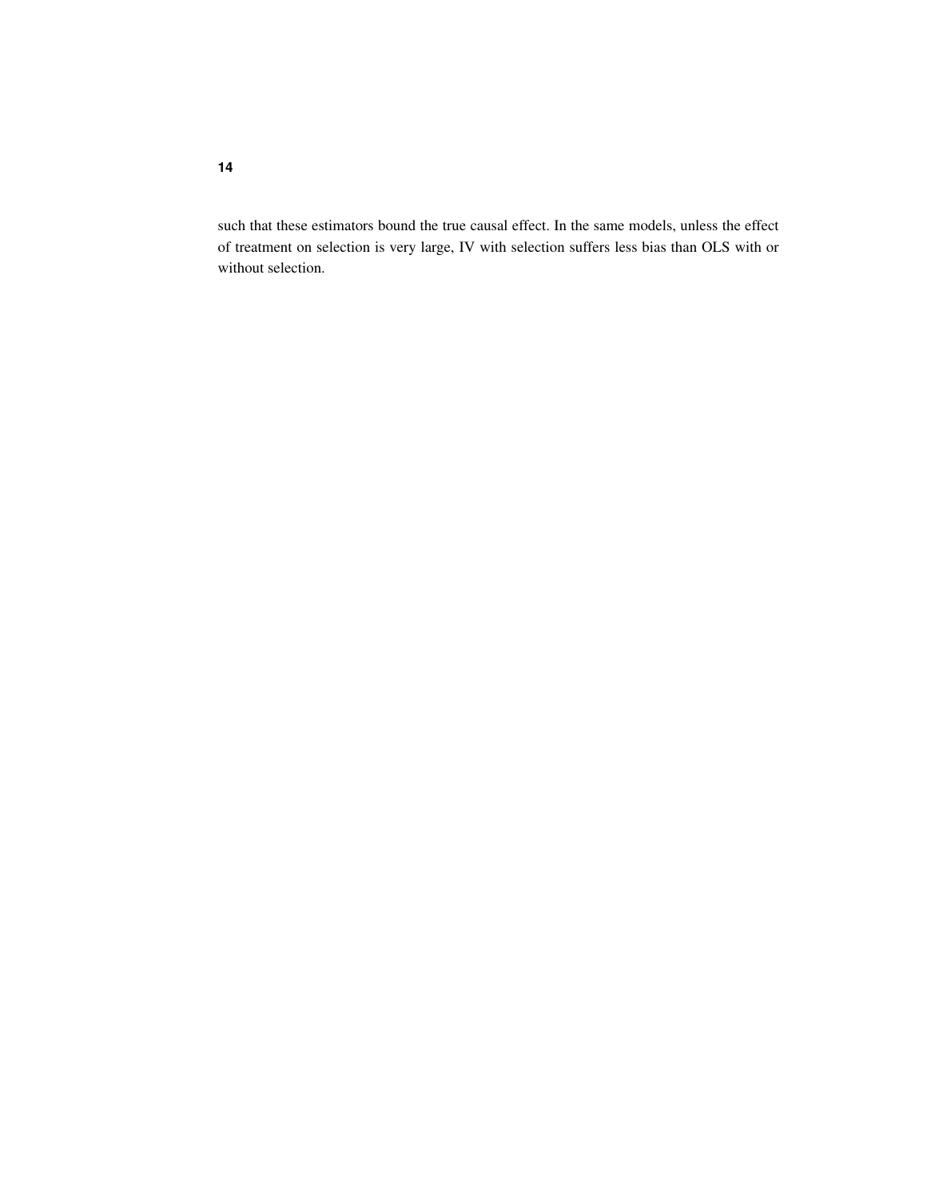such that these estimators bound the true causal effect. In the same models, unless the effect of treatment on selection is very large, IV with selection suffers less bias than OLS with or without selection.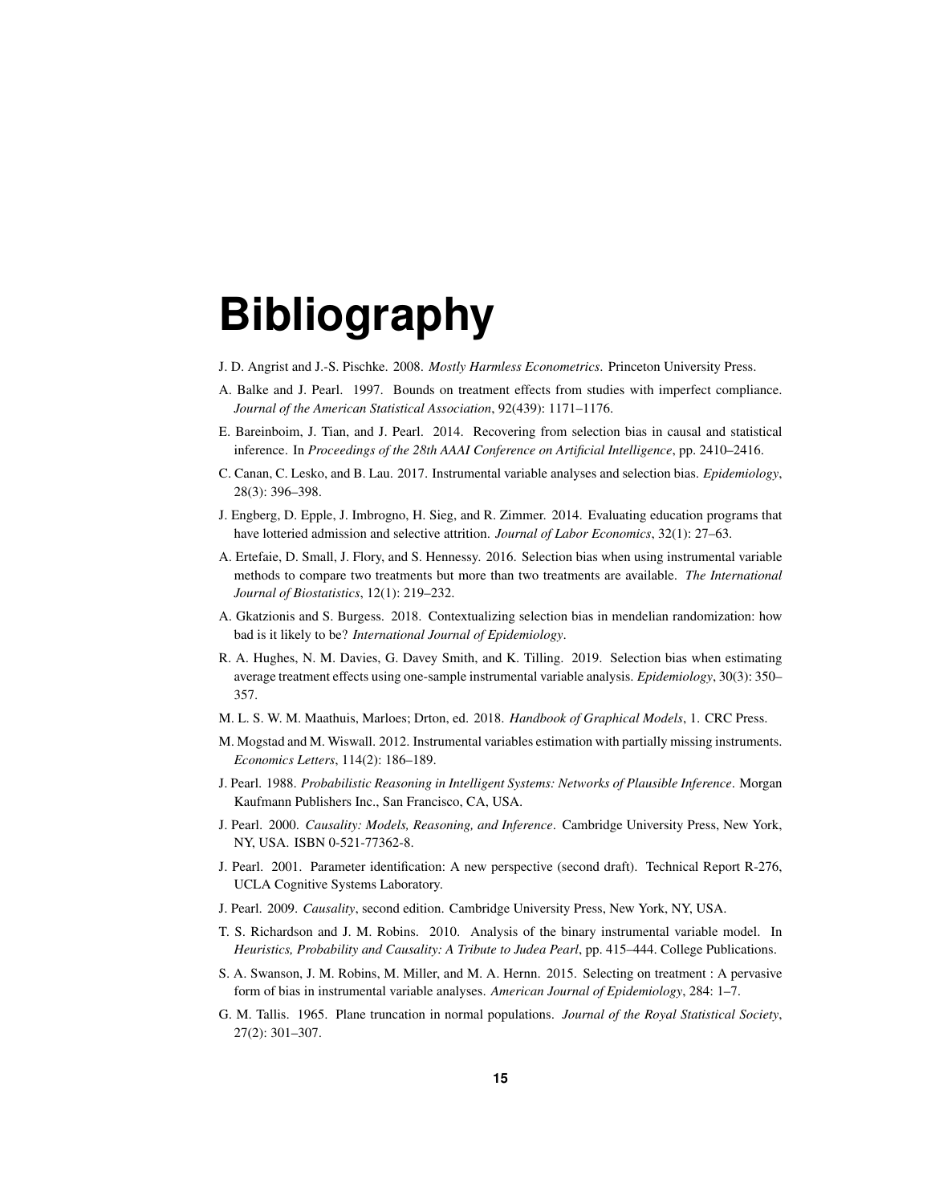# Bibliography

J. D. Angrist and J.-S. Pischke. 2008. *Mostly Harmless Econometrics*. Princeton University Press.

A. Balke and J. Pearl. 1997. Bounds on treatment effects from studies with imperfect compliance. *Journal of the American Statistical Association*, 92(439): 1171–1176.

E. Bareinboim, J. Tian, and J. Pearl. 2014. Recovering from selection bias in causal and statistical inference. In *Proceedings of the 28th AAAI Conference on Artificial Intelligence*, pp. 2410–2416.

C. Canan, C. Lesko, and B. Lau. 2017. Instrumental variable analyses and selection bias. *Epidemiology*, 28(3): 396–398.

J. Engberg, D. Epple, J. Imbrogno, H. Sieg, and R. Zimmer. 2014. Evaluating education programs that have lotteried admission and selective attrition. *Journal of Labor Economics*, 32(1): 27–63.

A. Ertefaie, D. Small, J. Flory, and S. Hennessy. 2016. Selection bias when using instrumental variable methods to compare two treatments but more than two treatments are available. *The International Journal of Biostatistics*, 12(1): 219–232.

A. Gkatzionis and S. Burgess. 2018. Contextualizing selection bias in mendelian randomization: how bad is it likely to be? *International Journal of Epidemiology*.

R. A. Hughes, N. M. Davies, G. Davey Smith, and K. Tilling. 2019. Selection bias when estimating average treatment effects using one-sample instrumental variable analysis. *Epidemiology*, 30(3): 350–357.

M. L. S. W. M. Maathuis, Marloes; Drton, ed. 2018. *Handbook of Graphical Models*, 1. CRC Press.

M. Mogstad and M. Wiswall. 2012. Instrumental variables estimation with partially missing instruments. *Economics Letters*, 114(2): 186–189.

J. Pearl. 1988. *Probabilistic Reasoning in Intelligent Systems: Networks of Plausible Inference*. Morgan Kaufmann Publishers Inc., San Francisco, CA, USA.

J. Pearl. 2000. *Causality: Models, Reasoning, and Inference*. Cambridge University Press, New York, NY, USA. ISBN 0-521-77362-8.

J. Pearl. 2001. Parameter identification: A new perspective (second draft). Technical Report R-276, UCLA Cognitive Systems Laboratory.

J. Pearl. 2009. *Causality*, second edition. Cambridge University Press, New York, NY, USA.

T. S. Richardson and J. M. Robins. 2010. Analysis of the binary instrumental variable model. In *Heuristics, Probability and Causality: A Tribute to Judea Pearl*, pp. 415–444. College Publications.

S. A. Swanson, J. M. Robins, M. Miller, and M. A. Hernn. 2015. Selecting on treatment : A pervasive form of bias in instrumental variable analyses. *American Journal of Epidemiology*, 284: 1–7.

G. M. Tallis. 1965. Plane truncation in normal populations. *Journal of the Royal Statistical Society*, 27(2): 301–307.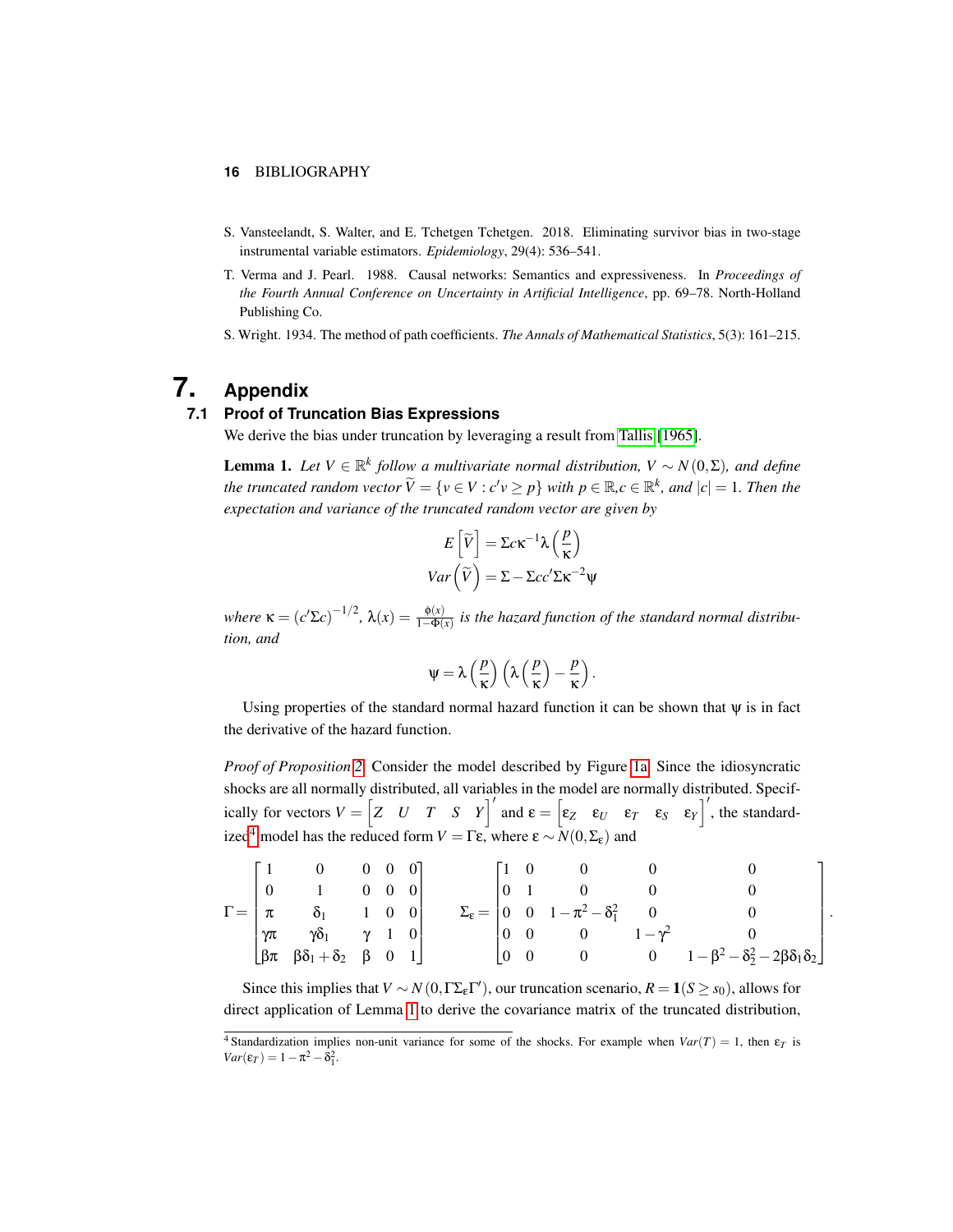S. Vansteelandt, S. Walter, and E. Tchetgen Tchetgen. 2018. Eliminating survivor bias in two-stage instrumental variable estimators. *Epidemiology*, 29(4): 536–541.

T. Verma and J. Pearl. 1988. Causal networks: Semantics and expressiveness. In *Proceedings of the Fourth Annual Conference on Uncertainty in Artificial Intelligence*, pp. 69–78. North-Holland Publishing Co.

S. Wright. 1934. The method of path coefficients. *The Annals of Mathematical Statistics*, 5(3): 161–215.

# 7. Appendix

## 7.1 Proof of Truncation Bias Expressions

We derive the bias under truncation by leveraging a result from Tallis [1965].

**Lemma 1.** *Let $V \in \mathbb{R}^k$ follow a multivariate normal distribution, $V \sim N(0, \Sigma)$, and define the truncated random vector $\widetilde{V} = \{v \in V : c'v \geq p\}$ with $p \in \mathbb{R}, c \in \mathbb{R}^k$, and $|c| = 1$. Then the expectation and variance of the truncated random vector are given by*

$$E\left[\widetilde{V}\right] = \Sigma c \kappa^{-1} \lambda\left(\frac{p}{\kappa}\right)$$
$$Var\left(\widetilde{V}\right) = \Sigma - \Sigma c c' \Sigma \kappa^{-2} \psi$$

*where $\kappa = (c'\Sigma c)^{-1/2}$, $\lambda(x) = \frac{\phi(x)}{1-\Phi(x)}$ is the hazard function of the standard normal distribution, and*

$$\psi = \lambda\left(\frac{p}{\kappa}\right)\left(\lambda\left(\frac{p}{\kappa}\right) - \frac{p}{\kappa}\right).$$

Using properties of the standard normal hazard function it can be shown that $\psi$ is in fact the derivative of the hazard function.

*Proof of Proposition 2.* Consider the model described by Figure 1a. Since the idiosyncratic shocks are all normally distributed, all variables in the model are normally distributed. Specifically for vectors $V = \begin{bmatrix} Z & U & T & S & Y \end{bmatrix}'$ and $\varepsilon = \begin{bmatrix} \varepsilon_Z & \varepsilon_U & \varepsilon_T & \varepsilon_S & \varepsilon_Y \end{bmatrix}'$, the standardized[4] model has the reduced form $V = \Gamma\varepsilon$, where $\varepsilon \sim N(0, \Sigma_\varepsilon)$ and

$$\Gamma = \begin{bmatrix} 1 & 0 & 0 & 0 & 0 \\ 0 & 1 & 0 & 0 & 0 \\ \pi & \delta_1 & 1 & 0 & 0 \\ \gamma\pi & \gamma\delta_1 & \gamma & 1 & 0 \\ \beta\pi & \beta\delta_1 + \delta_2 & \beta & 0 & 1 \end{bmatrix} \qquad \Sigma_\varepsilon = \begin{bmatrix} 1 & 0 & 0 & 0 & 0 \\ 0 & 1 & 0 & 0 & 0 \\ 0 & 0 & 1 - \pi^2 - \delta_1^2 & 0 & 0 \\ 0 & 0 & 0 & 1 - \gamma^2 & 0 \\ 0 & 0 & 0 & 0 & 1 - \beta^2 - \delta_2^2 - 2\beta\delta_1\delta_2 \end{bmatrix}.$$

Since this implies that $V \sim N(0, \Gamma\Sigma_\varepsilon\Gamma')$, our truncation scenario, $R = \mathbf{1}(S \geq s_0)$, allows for direct application of Lemma 1 to derive the covariance matrix of the truncated distribution,

[4] Standardization implies non-unit variance for some of the shocks. For example when $Var(T) = 1$, then $\varepsilon_T$ is $Var(\varepsilon_T) = 1 - \pi^2 - \delta_1^2$.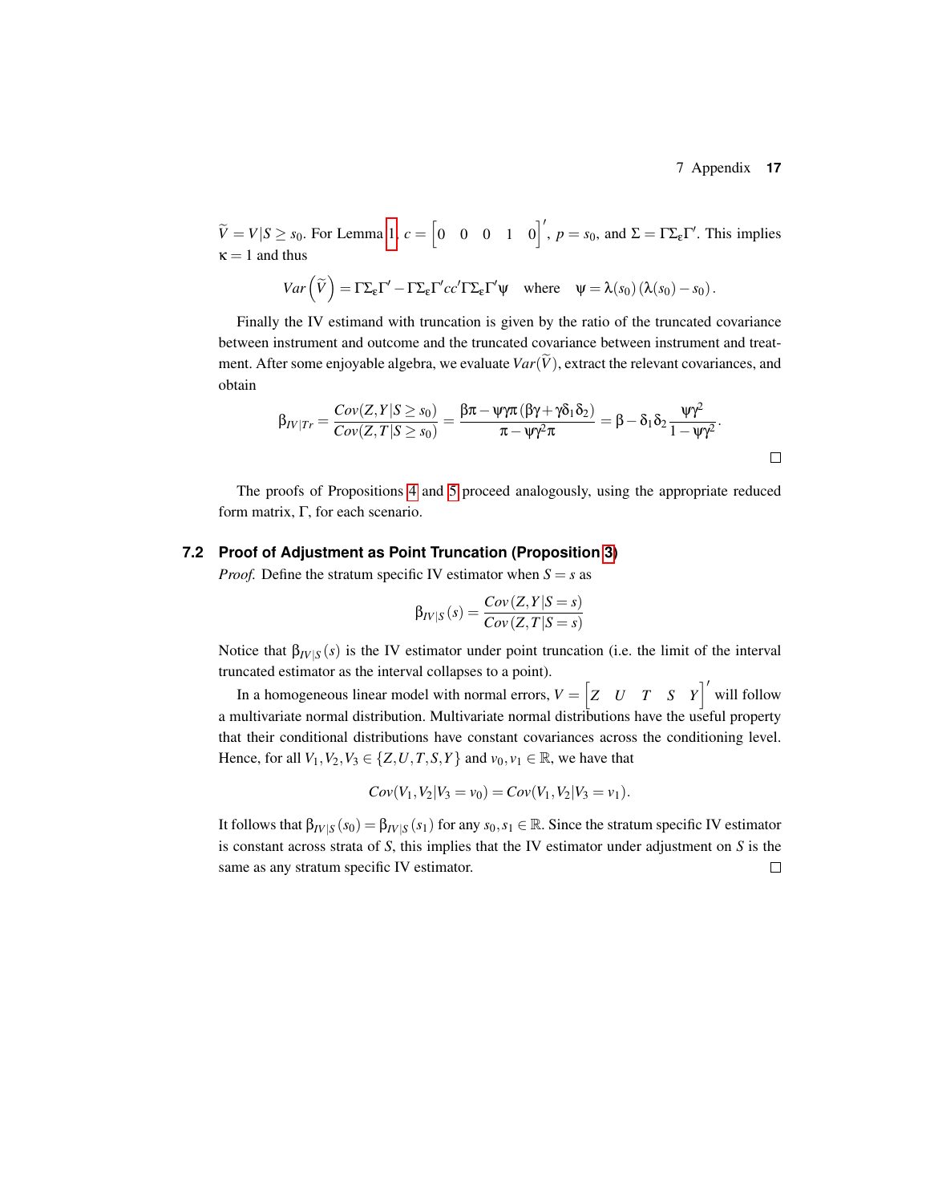$\widetilde{V} = V|S \geq s_0$. For Lemma 1, $c = \begin{bmatrix} 0 & 0 & 0 & 1 & 0 \end{bmatrix}'$, $p = s_0$, and $\Sigma = \Gamma\Sigma_\varepsilon\Gamma'$. This implies $\kappa = 1$ and thus

$$Var\left(\widetilde{V}\right) = \Gamma\Sigma_\varepsilon\Gamma' - \Gamma\Sigma_\varepsilon\Gamma' cc'\Gamma\Sigma_\varepsilon\Gamma'\psi \quad \text{where} \quad \psi = \lambda(s_0)\left(\lambda(s_0) - s_0\right).$$

Finally the IV estimand with truncation is given by the ratio of the truncated covariance between instrument and outcome and the truncated covariance between instrument and treatment. After some enjoyable algebra, we evaluate $Var(\widetilde{V})$, extract the relevant covariances, and obtain

$$\beta_{IV|Tr} = \frac{Cov(Z,Y|S \geq s_0)}{Cov(Z,T|S \geq s_0)} = \frac{\beta\pi - \psi\gamma\pi\left(\beta\gamma + \gamma\delta_1\delta_2\right)}{\pi - \psi\gamma^2\pi} = \beta - \delta_1\delta_2\frac{\psi\gamma^2}{1-\psi\gamma^2}.$$

□

The proofs of Propositions 4 and 5 proceed analogously, using the appropriate reduced form matrix, $\Gamma$, for each scenario.

### 7.2 Proof of Adjustment as Point Truncation (Proposition 3)

*Proof.* Define the stratum specific IV estimator when $S = s$ as

$$\beta_{IV|S}(s) = \frac{Cov(Z,Y|S = s)}{Cov(Z,T|S = s)}$$

Notice that $\beta_{IV|S}(s)$ is the IV estimator under point truncation (i.e. the limit of the interval truncated estimator as the interval collapses to a point).

In a homogeneous linear model with normal errors, $V = \begin{bmatrix} Z & U & T & S & Y \end{bmatrix}'$ will follow a multivariate normal distribution. Multivariate normal distributions have the useful property that their conditional distributions have constant covariances across the conditioning level. Hence, for all $V_1, V_2, V_3 \in \{Z, U, T, S, Y\}$ and $v_0, v_1 \in \mathbb{R}$, we have that

$$Cov(V_1, V_2|V_3 = v_0) = Cov(V_1, V_2|V_3 = v_1).$$

It follows that $\beta_{IV|S}(s_0) = \beta_{IV|S}(s_1)$ for any $s_0, s_1 \in \mathbb{R}$. Since the stratum specific IV estimator is constant across strata of $S$, this implies that the IV estimator under adjustment on $S$ is the same as any stratum specific IV estimator. □